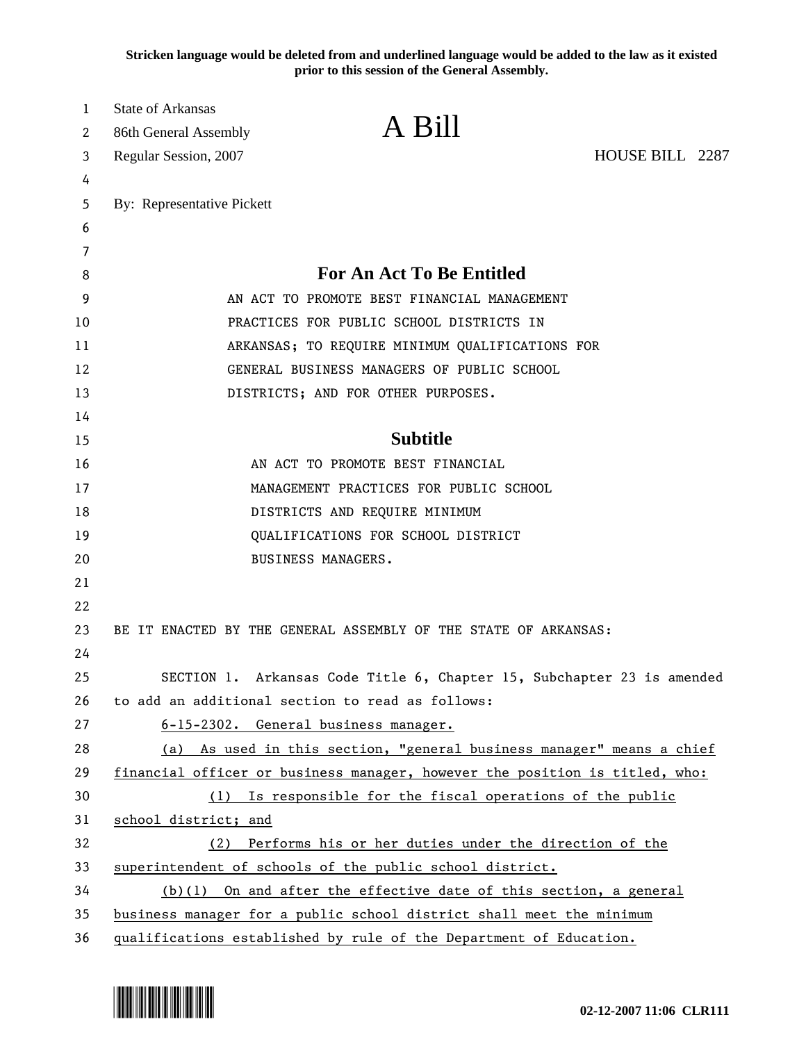**Stricken language would be deleted from and underlined language would be added to the law as it existed prior to this session of the General Assembly.**

State of Arkansas
86th General Assembly
Regular Session, 2007

# A Bill

HOUSE BILL 2287

By: Representative Pickett

## For An Act To Be Entitled

AN ACT TO PROMOTE BEST FINANCIAL MANAGEMENT PRACTICES FOR PUBLIC SCHOOL DISTRICTS IN ARKANSAS; TO REQUIRE MINIMUM QUALIFICATIONS FOR GENERAL BUSINESS MANAGERS OF PUBLIC SCHOOL DISTRICTS; AND FOR OTHER PURPOSES.

## Subtitle

AN ACT TO PROMOTE BEST FINANCIAL MANAGEMENT PRACTICES FOR PUBLIC SCHOOL DISTRICTS AND REQUIRE MINIMUM QUALIFICATIONS FOR SCHOOL DISTRICT BUSINESS MANAGERS.

BE IT ENACTED BY THE GENERAL ASSEMBLY OF THE STATE OF ARKANSAS:

SECTION 1. Arkansas Code Title 6, Chapter 15, Subchapter 23 is amended to add an additional section to read as follows:

<u>6-15-2302. General business manager.</u>

<u>(a) As used in this section, "general business manager" means a chief financial officer or business manager, however the position is titled, who:</u>

<u>(1) Is responsible for the fiscal operations of the public school district; and</u>

<u>(2) Performs his or her duties under the direction of the superintendent of schools of the public school district.</u>

<u>(b)(1) On and after the effective date of this section, a general business manager for a public school district shall meet the minimum qualifications established by rule of the Department of Education.</u>

02-12-2007 11:06 CLR111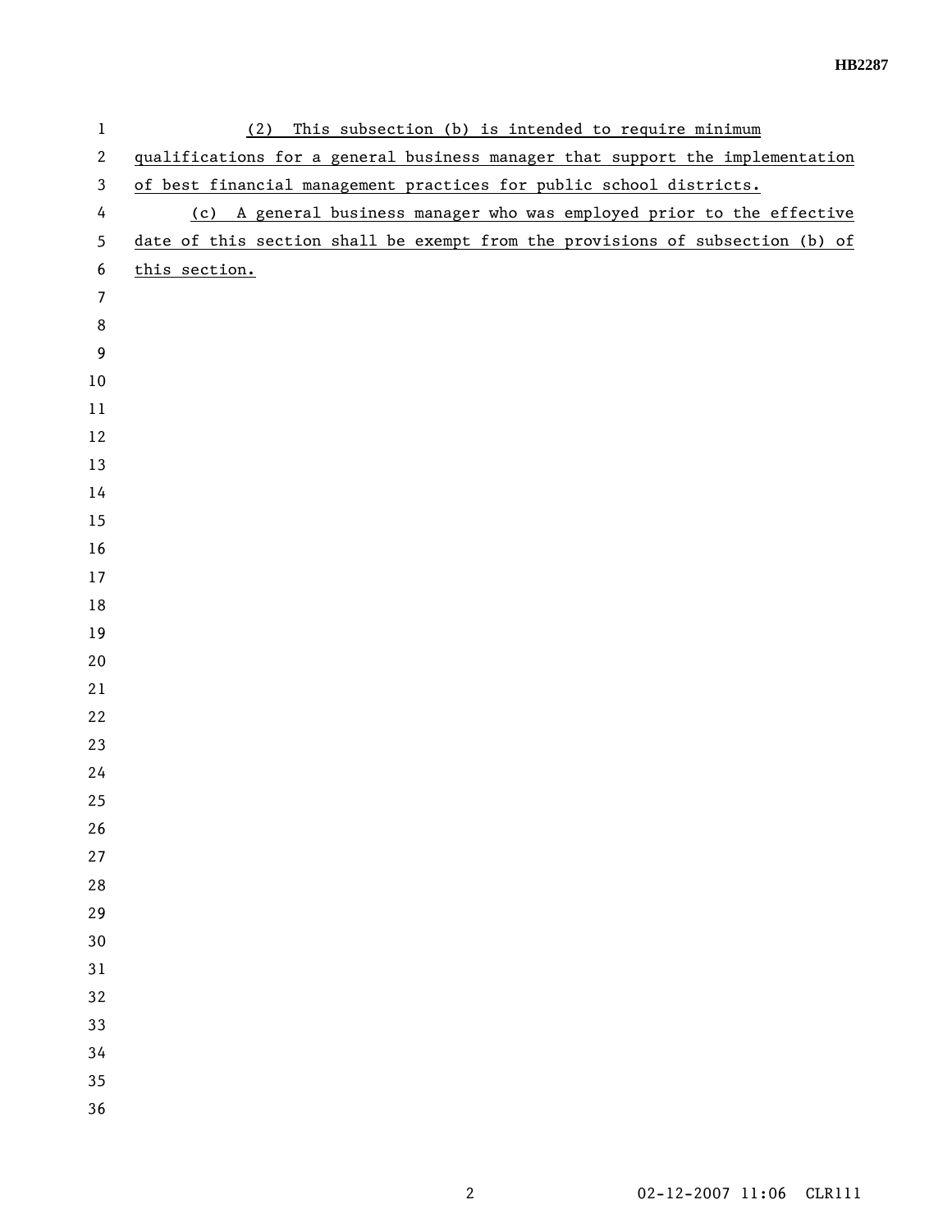(2) This subsection (b) is intended to require minimum qualifications for a general business manager that support the implementation of best financial management practices for public school districts.

(c) A general business manager who was employed prior to the effective date of this section shall be exempt from the provisions of subsection (b) of this section.